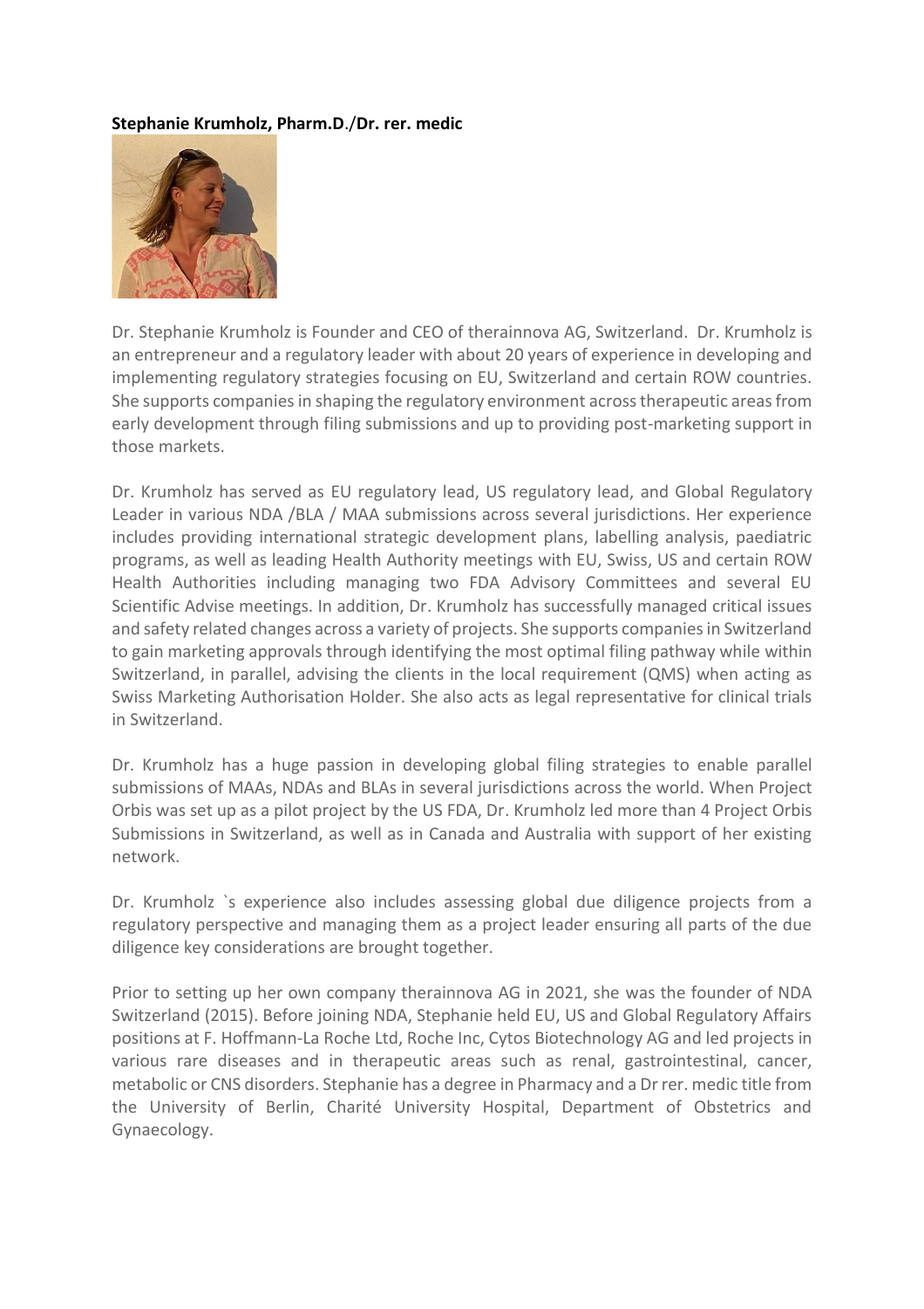**Stephanie Krumholz, Pharm.D./Dr. rer. medic**

Dr. Stephanie Krumholz is Founder and CEO of therainnova AG, Switzerland. Dr. Krumholz is an entrepreneur and a regulatory leader with about 20 years of experience in developing and implementing regulatory strategies focusing on EU, Switzerland and certain ROW countries. She supports companies in shaping the regulatory environment across therapeutic areas from early development through filing submissions and up to providing post-marketing support in those markets.

Dr. Krumholz has served as EU regulatory lead, US regulatory lead, and Global Regulatory Leader in various NDA /BLA / MAA submissions across several jurisdictions. Her experience includes providing international strategic development plans, labelling analysis, paediatric programs, as well as leading Health Authority meetings with EU, Swiss, US and certain ROW Health Authorities including managing two FDA Advisory Committees and several EU Scientific Advise meetings. In addition, Dr. Krumholz has successfully managed critical issues and safety related changes across a variety of projects. She supports companies in Switzerland to gain marketing approvals through identifying the most optimal filing pathway while within Switzerland, in parallel, advising the clients in the local requirement (QMS) when acting as Swiss Marketing Authorisation Holder. She also acts as legal representative for clinical trials in Switzerland.

Dr. Krumholz has a huge passion in developing global filing strategies to enable parallel submissions of MAAs, NDAs and BLAs in several jurisdictions across the world. When Project Orbis was set up as a pilot project by the US FDA, Dr. Krumholz led more than 4 Project Orbis Submissions in Switzerland, as well as in Canada and Australia with support of her existing network.

Dr. Krumholz `s experience also includes assessing global due diligence projects from a regulatory perspective and managing them as a project leader ensuring all parts of the due diligence key considerations are brought together.

Prior to setting up her own company therainnova AG in 2021, she was the founder of NDA Switzerland (2015). Before joining NDA, Stephanie held EU, US and Global Regulatory Affairs positions at F. Hoffmann-La Roche Ltd, Roche Inc, Cytos Biotechnology AG and led projects in various rare diseases and in therapeutic areas such as renal, gastrointestinal, cancer, metabolic or CNS disorders. Stephanie has a degree in Pharmacy and a Dr rer. medic title from the University of Berlin, Charité University Hospital, Department of Obstetrics and Gynaecology.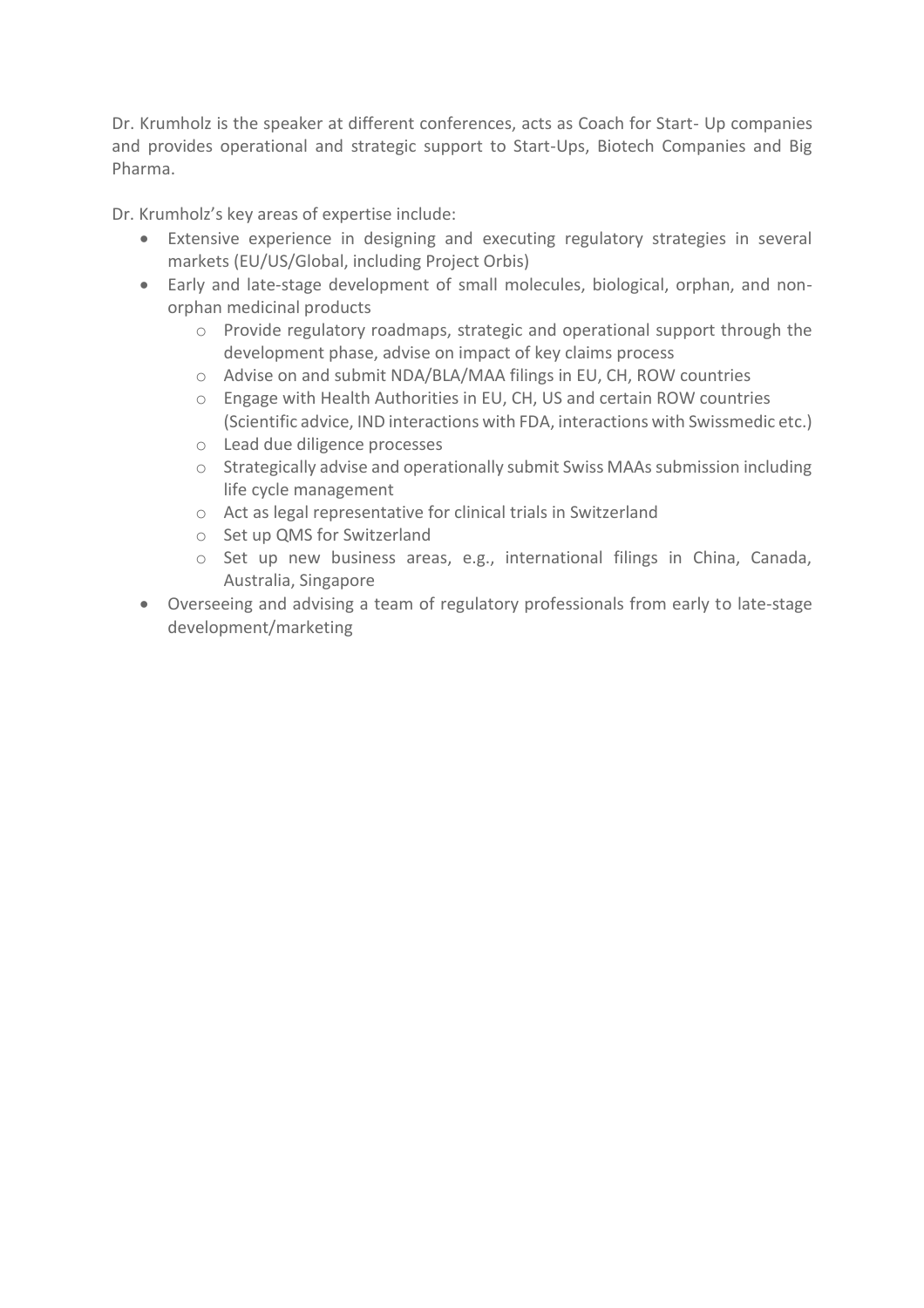Dr. Krumholz is the speaker at different conferences, acts as Coach for Start- Up companies and provides operational and strategic support to Start-Ups, Biotech Companies and Big Pharma.

Dr. Krumholz's key areas of expertise include:

- Extensive experience in designing and executing regulatory strategies in several markets (EU/US/Global, including Project Orbis)
- Early and late-stage development of small molecules, biological, orphan, and non-orphan medicinal products
  - Provide regulatory roadmaps, strategic and operational support through the development phase, advise on impact of key claims process
  - Advise on and submit NDA/BLA/MAA filings in EU, CH, ROW countries
  - Engage with Health Authorities in EU, CH, US and certain ROW countries (Scientific advice, IND interactions with FDA, interactions with Swissmedic etc.)
  - Lead due diligence processes
  - Strategically advise and operationally submit Swiss MAAs submission including life cycle management
  - Act as legal representative for clinical trials in Switzerland
  - Set up QMS for Switzerland
  - Set up new business areas, e.g., international filings in China, Canada, Australia, Singapore
- Overseeing and advising a team of regulatory professionals from early to late-stage development/marketing